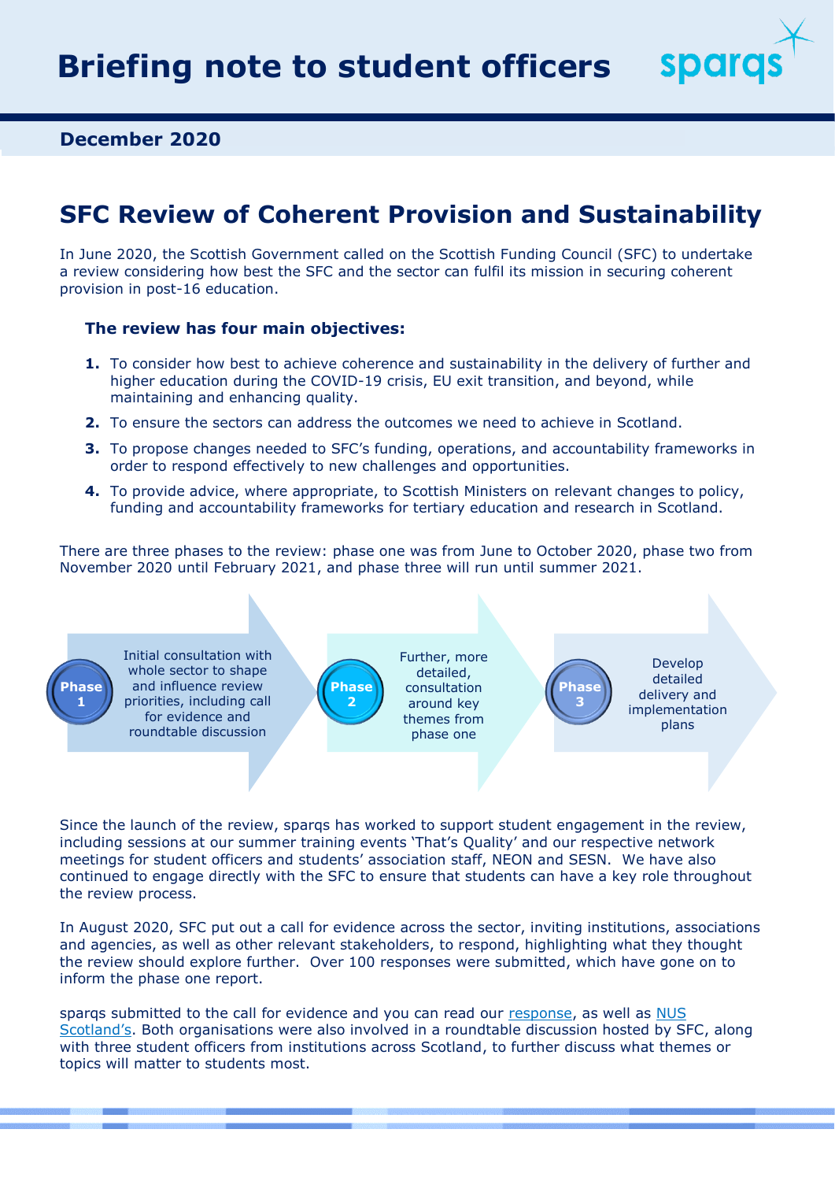# Briefing note to student officers

sparqs

**December 2020**

## SFC Review of Coherent Provision and Sustainability

In June 2020, the Scottish Government called on the Scottish Funding Council (SFC) to undertake a review considering how best the SFC and the sector can fulfil its mission in securing coherent provision in post-16 education.

### The review has four main objectives:

1. To consider how best to achieve coherence and sustainability in the delivery of further and higher education during the COVID-19 crisis, EU exit transition, and beyond, while maintaining and enhancing quality.
2. To ensure the sectors can address the outcomes we need to achieve in Scotland.
3. To propose changes needed to SFC's funding, operations, and accountability frameworks in order to respond effectively to new challenges and opportunities.
4. To provide advice, where appropriate, to Scottish Ministers on relevant changes to policy, funding and accountability frameworks for tertiary education and research in Scotland.

There are three phases to the review: phase one was from June to October 2020, phase two from November 2020 until February 2021, and phase three will run until summer 2021.

**Phase 1**: Initial consultation with whole sector to shape and influence review priorities, including call for evidence and roundtable discussion

**Phase 2**: Further, more detailed, consultation around key themes from phase one

**Phase 3**: Develop detailed delivery and implementation plans

Since the launch of the review, sparqs has worked to support student engagement in the review, including sessions at our summer training events 'That's Quality' and our respective network meetings for student officers and students' association staff, NEON and SESN. We have also continued to engage directly with the SFC to ensure that students can have a key role throughout the review process.

In August 2020, SFC put out a call for evidence across the sector, inviting institutions, associations and agencies, as well as other relevant stakeholders, to respond, highlighting what they thought the review should explore further. Over 100 responses were submitted, which have gone on to inform the phase one report.

sparqs submitted to the call for evidence and you can read our response, as well as NUS Scotland's. Both organisations were also involved in a roundtable discussion hosted by SFC, along with three student officers from institutions across Scotland, to further discuss what themes or topics will matter to students most.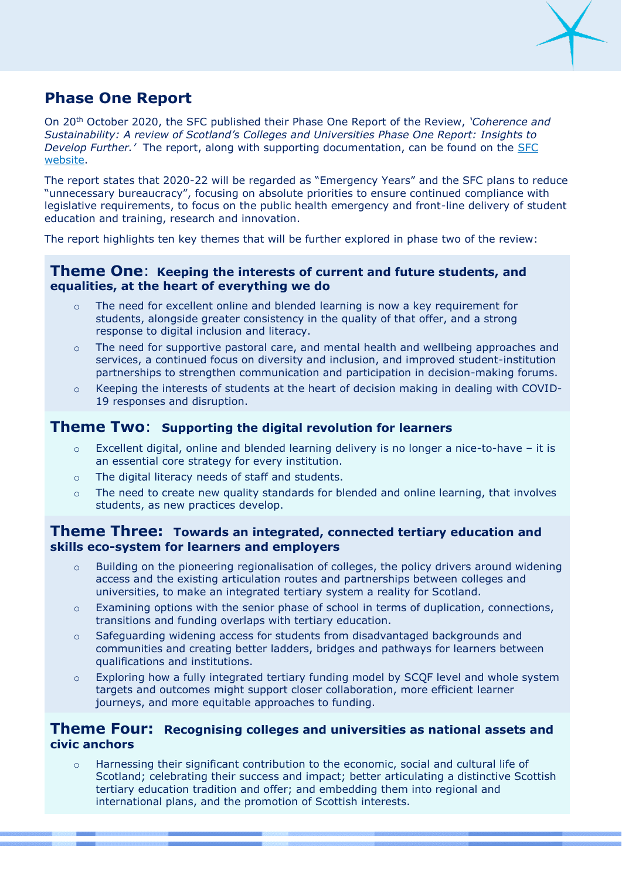## Phase One Report

On 20th October 2020, the SFC published their Phase One Report of the Review, *'Coherence and Sustainability: A review of Scotland's Colleges and Universities Phase One Report: Insights to Develop Further.'* The report, along with supporting documentation, can be found on the [SFC website](#).

The report states that 2020-22 will be regarded as "Emergency Years" and the SFC plans to reduce "unnecessary bureaucracy", focusing on absolute priorities to ensure continued compliance with legislative requirements, to focus on the public health emergency and front-line delivery of student education and training, research and innovation.

The report highlights ten key themes that will be further explored in phase two of the review:

### Theme One: Keeping the interests of current and future students, and equalities, at the heart of everything we do

- The need for excellent online and blended learning is now a key requirement for students, alongside greater consistency in the quality of that offer, and a strong response to digital inclusion and literacy.
- The need for supportive pastoral care, and mental health and wellbeing approaches and services, a continued focus on diversity and inclusion, and improved student-institution partnerships to strengthen communication and participation in decision-making forums.
- Keeping the interests of students at the heart of decision making in dealing with COVID-19 responses and disruption.

### Theme Two: Supporting the digital revolution for learners

- Excellent digital, online and blended learning delivery is no longer a nice-to-have – it is an essential core strategy for every institution.
- The digital literacy needs of staff and students.
- The need to create new quality standards for blended and online learning, that involves students, as new practices develop.

### Theme Three: Towards an integrated, connected tertiary education and skills eco-system for learners and employers

- Building on the pioneering regionalisation of colleges, the policy drivers around widening access and the existing articulation routes and partnerships between colleges and universities, to make an integrated tertiary system a reality for Scotland.
- Examining options with the senior phase of school in terms of duplication, connections, transitions and funding overlaps with tertiary education.
- Safeguarding widening access for students from disadvantaged backgrounds and communities and creating better ladders, bridges and pathways for learners between qualifications and institutions.
- Exploring how a fully integrated tertiary funding model by SCQF level and whole system targets and outcomes might support closer collaboration, more efficient learner journeys, and more equitable approaches to funding.

### Theme Four: Recognising colleges and universities as national assets and civic anchors

- Harnessing their significant contribution to the economic, social and cultural life of Scotland; celebrating their success and impact; better articulating a distinctive Scottish tertiary education tradition and offer; and embedding them into regional and international plans, and the promotion of Scottish interests.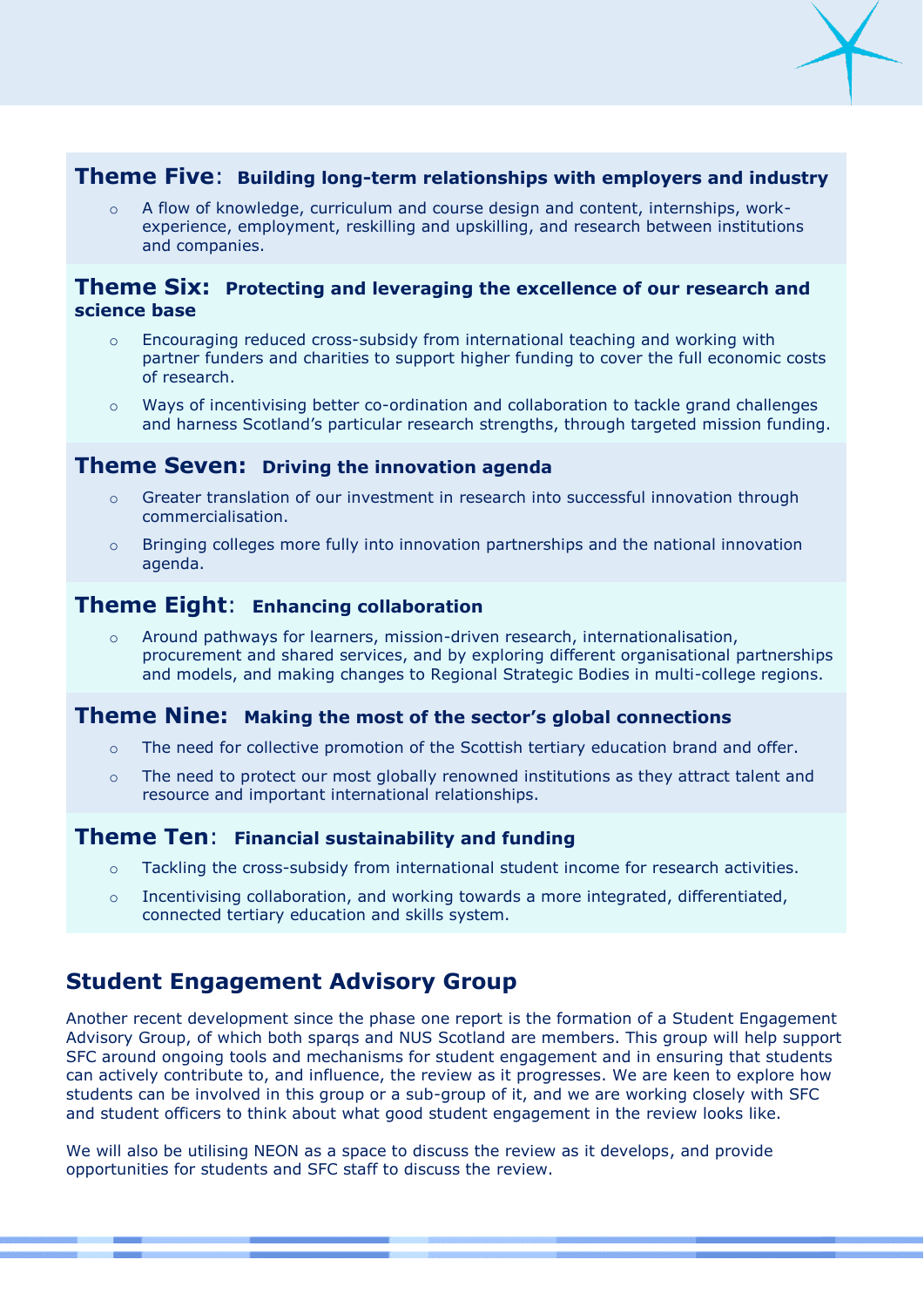### Theme Five: Building long-term relationships with employers and industry

- A flow of knowledge, curriculum and course design and content, internships, work-experience, employment, reskilling and upskilling, and research between institutions and companies.

### Theme Six: Protecting and leveraging the excellence of our research and science base

- Encouraging reduced cross-subsidy from international teaching and working with partner funders and charities to support higher funding to cover the full economic costs of research.
- Ways of incentivising better co-ordination and collaboration to tackle grand challenges and harness Scotland's particular research strengths, through targeted mission funding.

### Theme Seven: Driving the innovation agenda

- Greater translation of our investment in research into successful innovation through commercialisation.
- Bringing colleges more fully into innovation partnerships and the national innovation agenda.

### Theme Eight: Enhancing collaboration

- Around pathways for learners, mission-driven research, internationalisation, procurement and shared services, and by exploring different organisational partnerships and models, and making changes to Regional Strategic Bodies in multi-college regions.

### Theme Nine: Making the most of the sector's global connections

- The need for collective promotion of the Scottish tertiary education brand and offer.
- The need to protect our most globally renowned institutions as they attract talent and resource and important international relationships.

### Theme Ten: Financial sustainability and funding

- Tackling the cross-subsidy from international student income for research activities.
- Incentivising collaboration, and working towards a more integrated, differentiated, connected tertiary education and skills system.

## Student Engagement Advisory Group

Another recent development since the phase one report is the formation of a Student Engagement Advisory Group, of which both sparqs and NUS Scotland are members. This group will help support SFC around ongoing tools and mechanisms for student engagement and in ensuring that students can actively contribute to, and influence, the review as it progresses. We are keen to explore how students can be involved in this group or a sub-group of it, and we are working closely with SFC and student officers to think about what good student engagement in the review looks like.

We will also be utilising NEON as a space to discuss the review as it develops, and provide opportunities for students and SFC staff to discuss the review.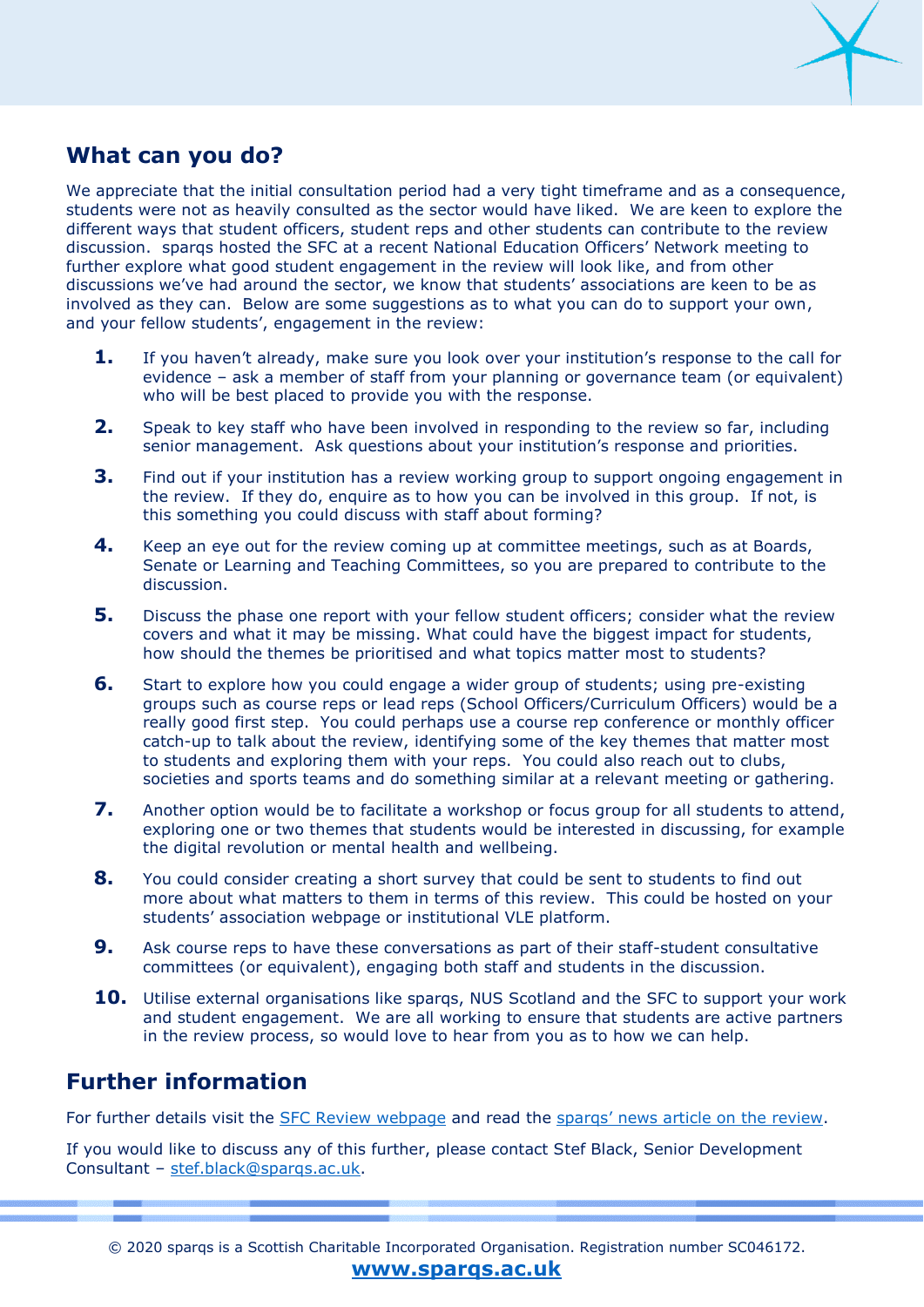## What can you do?

We appreciate that the initial consultation period had a very tight timeframe and as a consequence, students were not as heavily consulted as the sector would have liked. We are keen to explore the different ways that student officers, student reps and other students can contribute to the review discussion. sparqs hosted the SFC at a recent National Education Officers' Network meeting to further explore what good student engagement in the review will look like, and from other discussions we've had around the sector, we know that students' associations are keen to be as involved as they can. Below are some suggestions as to what you can do to support your own, and your fellow students', engagement in the review:

1. If you haven't already, make sure you look over your institution's response to the call for evidence – ask a member of staff from your planning or governance team (or equivalent) who will be best placed to provide you with the response.
2. Speak to key staff who have been involved in responding to the review so far, including senior management. Ask questions about your institution's response and priorities.
3. Find out if your institution has a review working group to support ongoing engagement in the review. If they do, enquire as to how you can be involved in this group. If not, is this something you could discuss with staff about forming?
4. Keep an eye out for the review coming up at committee meetings, such as at Boards, Senate or Learning and Teaching Committees, so you are prepared to contribute to the discussion.
5. Discuss the phase one report with your fellow student officers; consider what the review covers and what it may be missing. What could have the biggest impact for students, how should the themes be prioritised and what topics matter most to students?
6. Start to explore how you could engage a wider group of students; using pre-existing groups such as course reps or lead reps (School Officers/Curriculum Officers) would be a really good first step. You could perhaps use a course rep conference or monthly officer catch-up to talk about the review, identifying some of the key themes that matter most to students and exploring them with your reps. You could also reach out to clubs, societies and sports teams and do something similar at a relevant meeting or gathering.
7. Another option would be to facilitate a workshop or focus group for all students to attend, exploring one or two themes that students would be interested in discussing, for example the digital revolution or mental health and wellbeing.
8. You could consider creating a short survey that could be sent to students to find out more about what matters to them in terms of this review. This could be hosted on your students' association webpage or institutional VLE platform.
9. Ask course reps to have these conversations as part of their staff-student consultative committees (or equivalent), engaging both staff and students in the discussion.
10. Utilise external organisations like sparqs, NUS Scotland and the SFC to support your work and student engagement. We are all working to ensure that students are active partners in the review process, so would love to hear from you as to how we can help.

## Further information

For further details visit the SFC Review webpage and read the sparqs' news article on the review.

If you would like to discuss any of this further, please contact Stef Black, Senior Development Consultant – stef.black@sparqs.ac.uk.

© 2020 sparqs is a Scottish Charitable Incorporated Organisation. Registration number SC046172.

**www.sparqs.ac.uk**